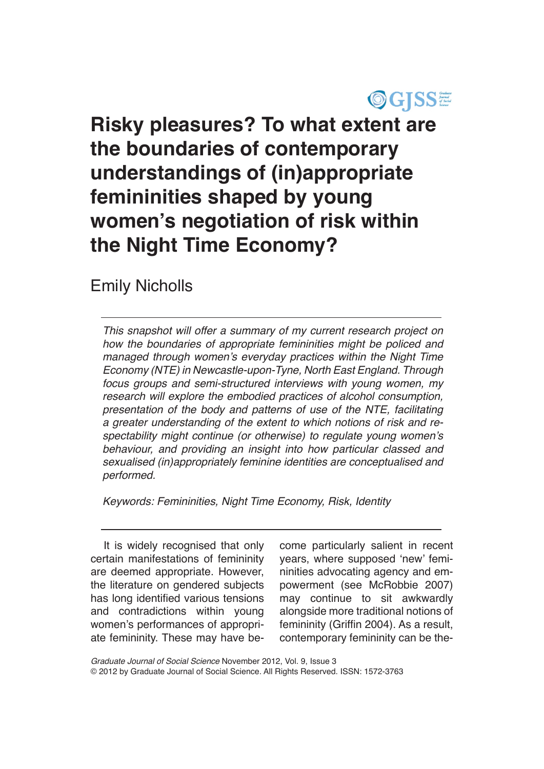# Risky pleasures? To what extent are the boundaries of contemporary understandings of (in)appropriate femininities shaped by young women's negotiation of risk within the Night Time Economy?

Emily Nicholls

*This snapshot will offer a summary of my current research project on how the boundaries of appropriate femininities might be policed and managed through women's everyday practices within the Night Time Economy (NTE) in Newcastle-upon-Tyne, North East England. Through focus groups and semi-structured interviews with young women, my research will explore the embodied practices of alcohol consumption, presentation of the body and patterns of use of the NTE, facilitating a greater understanding of the extent to which notions of risk and respectability might continue (or otherwise) to regulate young women's behaviour, and providing an insight into how particular classed and sexualised (in)appropriately feminine identities are conceptualised and performed.*

*Keywords: Femininities, Night Time Economy, Risk, Identity*

It is widely recognised that only certain manifestations of femininity are deemed appropriate. However, the literature on gendered subjects has long identified various tensions and contradictions within young women's performances of appropriate femininity. These may have become particularly salient in recent years, where supposed 'new' femininities advocating agency and empowerment (see McRobbie 2007) may continue to sit awkwardly alongside more traditional notions of femininity (Griffin 2004). As a result, contemporary femininity can be the-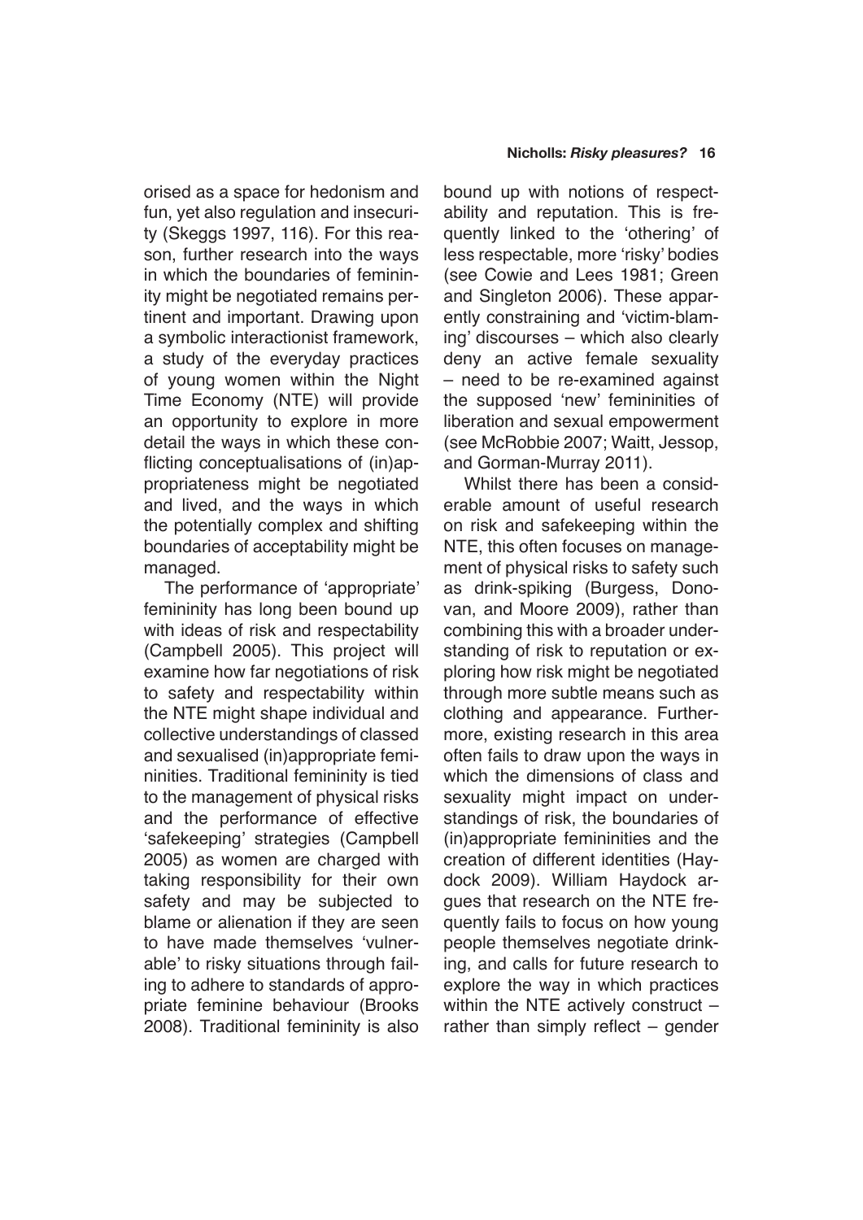orised as a space for hedonism and fun, yet also regulation and insecurity (Skeggs 1997, 116). For this reason, further research into the ways in which the boundaries of femininity might be negotiated remains pertinent and important. Drawing upon a symbolic interactionist framework, a study of the everyday practices of young women within the Night Time Economy (NTE) will provide an opportunity to explore in more detail the ways in which these conflicting conceptualisations of (in)appropriateness might be negotiated and lived, and the ways in which the potentially complex and shifting boundaries of acceptability might be managed.

The performance of 'appropriate' femininity has long been bound up with ideas of risk and respectability (Campbell 2005). This project will examine how far negotiations of risk to safety and respectability within the NTE might shape individual and collective understandings of classed and sexualised (in)appropriate femininities. Traditional femininity is tied to the management of physical risks and the performance of effective 'safekeeping' strategies (Campbell 2005) as women are charged with taking responsibility for their own safety and may be subjected to blame or alienation if they are seen to have made themselves 'vulnerable' to risky situations through failing to adhere to standards of appropriate feminine behaviour (Brooks 2008). Traditional femininity is also bound up with notions of respectability and reputation. This is frequently linked to the 'othering' of less respectable, more 'risky' bodies (see Cowie and Lees 1981; Green and Singleton 2006). These apparently constraining and 'victim-blaming' discourses – which also clearly deny an active female sexuality – need to be re-examined against the supposed 'new' femininities of liberation and sexual empowerment (see McRobbie 2007; Waitt, Jessop, and Gorman-Murray 2011).

Whilst there has been a considerable amount of useful research on risk and safekeeping within the NTE, this often focuses on management of physical risks to safety such as drink-spiking (Burgess, Donovan, and Moore 2009), rather than combining this with a broader understanding of risk to reputation or exploring how risk might be negotiated through more subtle means such as clothing and appearance. Furthermore, existing research in this area often fails to draw upon the ways in which the dimensions of class and sexuality might impact on understandings of risk, the boundaries of (in)appropriate femininities and the creation of different identities (Haydock 2009). William Haydock argues that research on the NTE frequently fails to focus on how young people themselves negotiate drinking, and calls for future research to explore the way in which practices within the NTE actively construct – rather than simply reflect – gender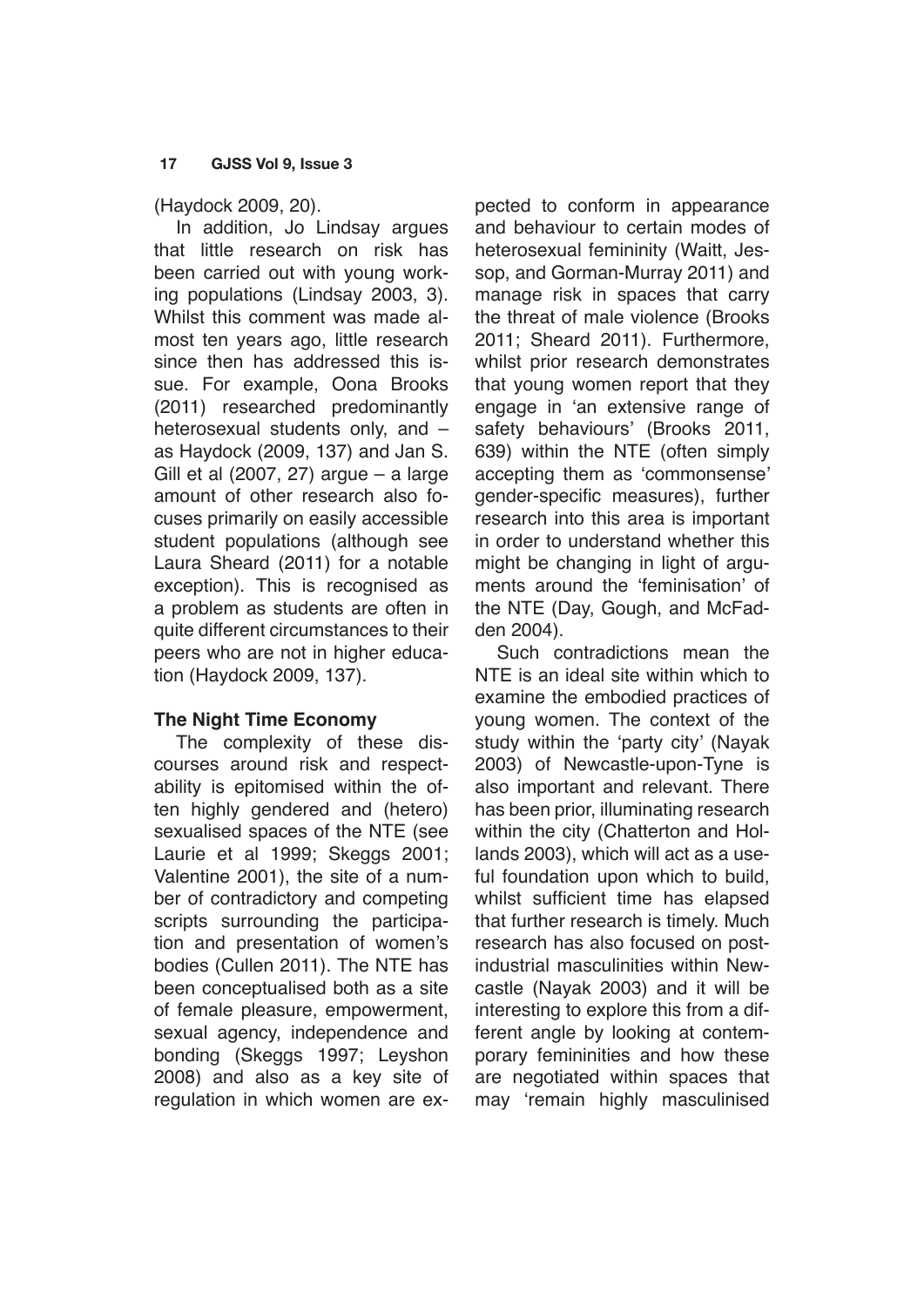(Haydock 2009, 20).

In addition, Jo Lindsay argues that little research on risk has been carried out with young working populations (Lindsay 2003, 3). Whilst this comment was made almost ten years ago, little research since then has addressed this issue. For example, Oona Brooks (2011) researched predominantly heterosexual students only, and – as Haydock (2009, 137) and Jan S. Gill et al (2007, 27) argue – a large amount of other research also focuses primarily on easily accessible student populations (although see Laura Sheard (2011) for a notable exception). This is recognised as a problem as students are often in quite different circumstances to their peers who are not in higher education (Haydock 2009, 137).

### The Night Time Economy

The complexity of these discourses around risk and respectability is epitomised within the often highly gendered and (hetero) sexualised spaces of the NTE (see Laurie et al 1999; Skeggs 2001; Valentine 2001), the site of a number of contradictory and competing scripts surrounding the participation and presentation of women's bodies (Cullen 2011). The NTE has been conceptualised both as a site of female pleasure, empowerment, sexual agency, independence and bonding (Skeggs 1997; Leyshon 2008) and also as a key site of regulation in which women are expected to conform in appearance and behaviour to certain modes of heterosexual femininity (Waitt, Jessop, and Gorman-Murray 2011) and manage risk in spaces that carry the threat of male violence (Brooks 2011; Sheard 2011). Furthermore, whilst prior research demonstrates that young women report that they engage in 'an extensive range of safety behaviours' (Brooks 2011, 639) within the NTE (often simply accepting them as 'commonsense' gender-specific measures), further research into this area is important in order to understand whether this might be changing in light of arguments around the 'feminisation' of the NTE (Day, Gough, and McFadden 2004).

Such contradictions mean the NTE is an ideal site within which to examine the embodied practices of young women. The context of the study within the 'party city' (Nayak 2003) of Newcastle-upon-Tyne is also important and relevant. There has been prior, illuminating research within the city (Chatterton and Hollands 2003), which will act as a useful foundation upon which to build, whilst sufficient time has elapsed that further research is timely. Much research has also focused on post-industrial masculinities within Newcastle (Nayak 2003) and it will be interesting to explore this from a different angle by looking at contemporary femininities and how these are negotiated within spaces that may 'remain highly masculinised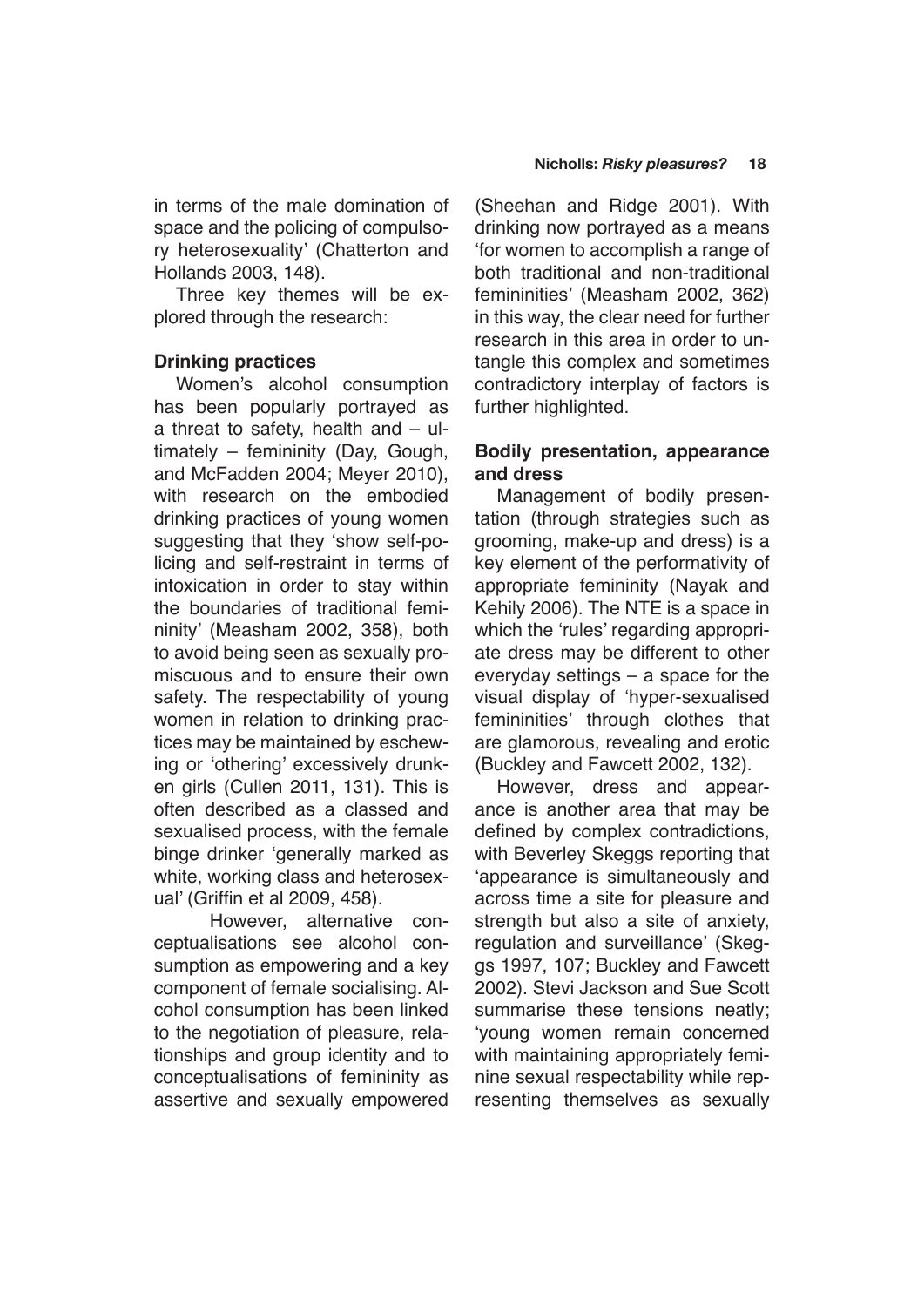in terms of the male domination of space and the policing of compulsory heterosexuality' (Chatterton and Hollands 2003, 148).

Three key themes will be explored through the research:

### Drinking practices

Women's alcohol consumption has been popularly portrayed as a threat to safety, health and – ultimately – femininity (Day, Gough, and McFadden 2004; Meyer 2010), with research on the embodied drinking practices of young women suggesting that they 'show self-policing and self-restraint in terms of intoxication in order to stay within the boundaries of traditional femininity' (Measham 2002, 358), both to avoid being seen as sexually promiscuous and to ensure their own safety. The respectability of young women in relation to drinking practices may be maintained by eschewing or 'othering' excessively drunken girls (Cullen 2011, 131). This is often described as a classed and sexualised process, with the female binge drinker 'generally marked as white, working class and heterosexual' (Griffin et al 2009, 458).

However, alternative conceptualisations see alcohol consumption as empowering and a key component of female socialising. Alcohol consumption has been linked to the negotiation of pleasure, relationships and group identity and to conceptualisations of femininity as assertive and sexually empowered (Sheehan and Ridge 2001). With drinking now portrayed as a means 'for women to accomplish a range of both traditional and non-traditional femininities' (Measham 2002, 362) in this way, the clear need for further research in this area in order to untangle this complex and sometimes contradictory interplay of factors is further highlighted.

### Bodily presentation, appearance and dress

Management of bodily presentation (through strategies such as grooming, make-up and dress) is a key element of the performativity of appropriate femininity (Nayak and Kehily 2006). The NTE is a space in which the 'rules' regarding appropriate dress may be different to other everyday settings – a space for the visual display of 'hyper-sexualised femininities' through clothes that are glamorous, revealing and erotic (Buckley and Fawcett 2002, 132).

However, dress and appearance is another area that may be defined by complex contradictions, with Beverley Skeggs reporting that 'appearance is simultaneously and across time a site for pleasure and strength but also a site of anxiety, regulation and surveillance' (Skeggs 1997, 107; Buckley and Fawcett 2002). Stevi Jackson and Sue Scott summarise these tensions neatly; 'young women remain concerned with maintaining appropriately feminine sexual respectability while representing themselves as sexually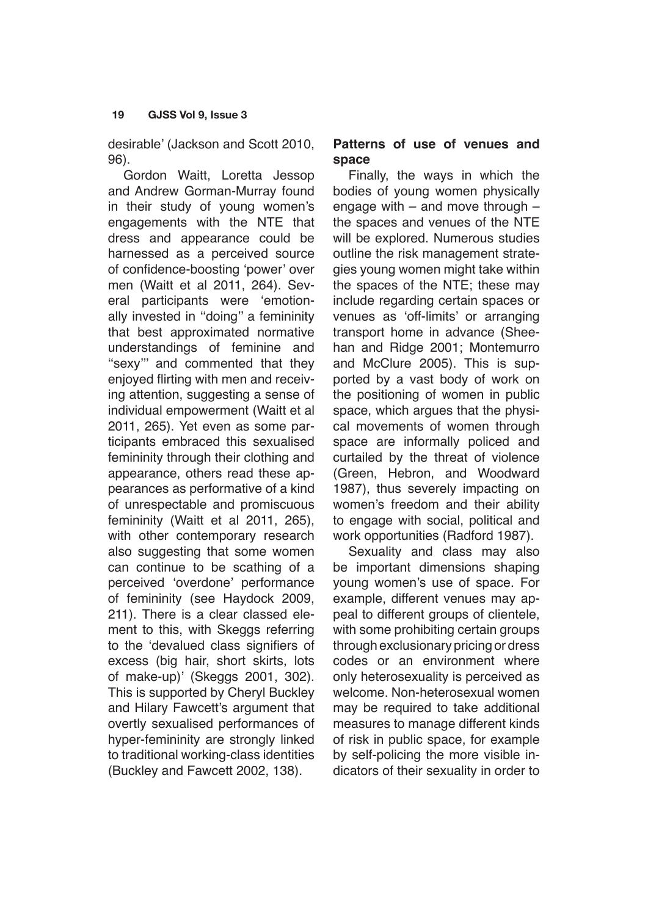desirable' (Jackson and Scott 2010, 96).

Gordon Waitt, Loretta Jessop and Andrew Gorman-Murray found in their study of young women's engagements with the NTE that dress and appearance could be harnessed as a perceived source of confidence-boosting 'power' over men (Waitt et al 2011, 264). Several participants were 'emotionally invested in "doing" a femininity that best approximated normative understandings of feminine and "sexy"' and commented that they enjoyed flirting with men and receiving attention, suggesting a sense of individual empowerment (Waitt et al 2011, 265). Yet even as some participants embraced this sexualised femininity through their clothing and appearance, others read these appearances as performative of a kind of unrespectable and promiscuous femininity (Waitt et al 2011, 265), with other contemporary research also suggesting that some women can continue to be scathing of a perceived 'overdone' performance of femininity (see Haydock 2009, 211). There is a clear classed element to this, with Skeggs referring to the 'devalued class signifiers of excess (big hair, short skirts, lots of make-up)' (Skeggs 2001, 302). This is supported by Cheryl Buckley and Hilary Fawcett's argument that overtly sexualised performances of hyper-femininity are strongly linked to traditional working-class identities (Buckley and Fawcett 2002, 138).

**Patterns of use of venues and space**

Finally, the ways in which the bodies of young women physically engage with – and move through – the spaces and venues of the NTE will be explored. Numerous studies outline the risk management strategies young women might take within the spaces of the NTE; these may include regarding certain spaces or venues as 'off-limits' or arranging transport home in advance (Sheehan and Ridge 2001; Montemurro and McClure 2005). This is supported by a vast body of work on the positioning of women in public space, which argues that the physical movements of women through space are informally policed and curtailed by the threat of violence (Green, Hebron, and Woodward 1987), thus severely impacting on women's freedom and their ability to engage with social, political and work opportunities (Radford 1987).

Sexuality and class may also be important dimensions shaping young women's use of space. For example, different venues may appeal to different groups of clientele, with some prohibiting certain groups through exclusionary pricing or dress codes or an environment where only heterosexuality is perceived as welcome. Non-heterosexual women may be required to take additional measures to manage different kinds of risk in public space, for example by self-policing the more visible indicators of their sexuality in order to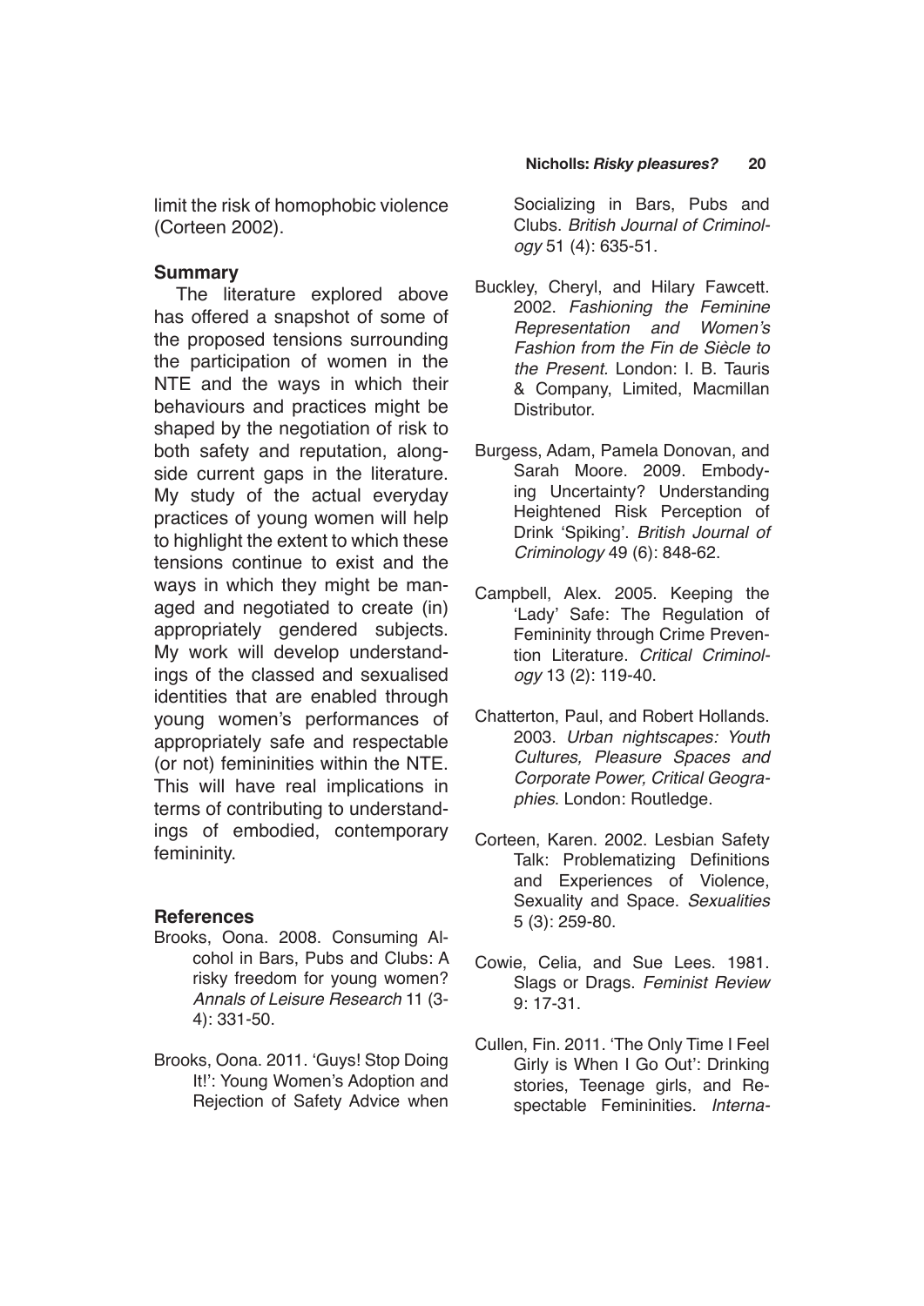limit the risk of homophobic violence (Corteen 2002).

## Summary

The literature explored above has offered a snapshot of some of the proposed tensions surrounding the participation of women in the NTE and the ways in which their behaviours and practices might be shaped by the negotiation of risk to both safety and reputation, alongside current gaps in the literature. My study of the actual everyday practices of young women will help to highlight the extent to which these tensions continue to exist and the ways in which they might be managed and negotiated to create (in) appropriately gendered subjects. My work will develop understandings of the classed and sexualised identities that are enabled through young women's performances of appropriately safe and respectable (or not) femininities within the NTE. This will have real implications in terms of contributing to understandings of embodied, contemporary femininity.

## References

Brooks, Oona. 2008. Consuming Alcohol in Bars, Pubs and Clubs: A risky freedom for young women? *Annals of Leisure Research* 11 (3-4): 331-50.

Brooks, Oona. 2011. 'Guys! Stop Doing It!': Young Women's Adoption and Rejection of Safety Advice when Socializing in Bars, Pubs and Clubs. *British Journal of Criminology* 51 (4): 635-51.

Buckley, Cheryl, and Hilary Fawcett. 2002. *Fashioning the Feminine Representation and Women's Fashion from the Fin de Siècle to the Present*. London: I. B. Tauris & Company, Limited, Macmillan Distributor.

Burgess, Adam, Pamela Donovan, and Sarah Moore. 2009. Embodying Uncertainty? Understanding Heightened Risk Perception of Drink 'Spiking'. *British Journal of Criminology* 49 (6): 848-62.

Campbell, Alex. 2005. Keeping the 'Lady' Safe: The Regulation of Femininity through Crime Prevention Literature. *Critical Criminology* 13 (2): 119-40.

Chatterton, Paul, and Robert Hollands. 2003. *Urban nightscapes: Youth Cultures, Pleasure Spaces and Corporate Power, Critical Geographies*. London: Routledge.

Corteen, Karen. 2002. Lesbian Safety Talk: Problematizing Definitions and Experiences of Violence, Sexuality and Space. *Sexualities* 5 (3): 259-80.

Cowie, Celia, and Sue Lees. 1981. Slags or Drags. *Feminist Review* 9: 17-31.

Cullen, Fin. 2011. 'The Only Time I Feel Girly is When I Go Out': Drinking stories, Teenage girls, and Respectable Femininities. *Interna-*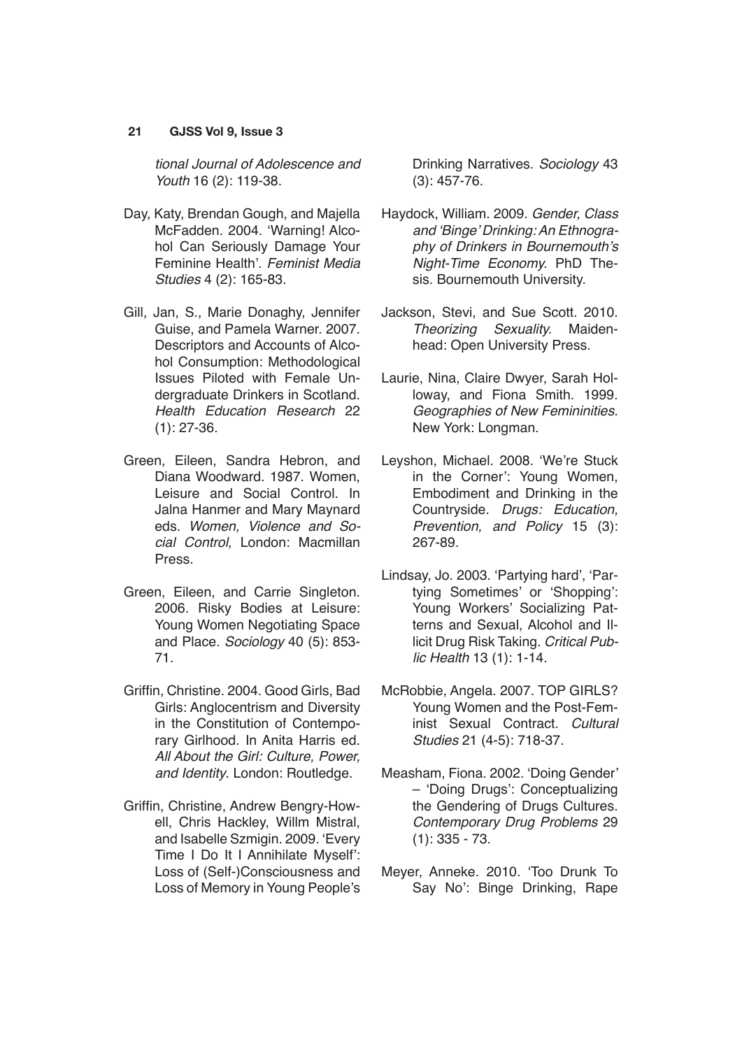*tional Journal of Adolescence and Youth* 16 (2): 119-38.

Day, Katy, Brendan Gough, and Majella McFadden. 2004. 'Warning! Alcohol Can Seriously Damage Your Feminine Health'. *Feminist Media Studies* 4 (2): 165-83.

Gill, Jan, S., Marie Donaghy, Jennifer Guise, and Pamela Warner. 2007. Descriptors and Accounts of Alcohol Consumption: Methodological Issues Piloted with Female Undergraduate Drinkers in Scotland. *Health Education Research* 22 (1): 27-36.

Green, Eileen, Sandra Hebron, and Diana Woodward. 1987. Women, Leisure and Social Control. In Jalna Hanmer and Mary Maynard eds. *Women, Violence and Social Control*, London: Macmillan Press.

Green, Eileen, and Carrie Singleton. 2006. Risky Bodies at Leisure: Young Women Negotiating Space and Place. *Sociology* 40 (5): 853-71.

Griffin, Christine. 2004. Good Girls, Bad Girls: Anglocentrism and Diversity in the Constitution of Contemporary Girlhood. In Anita Harris ed. *All About the Girl: Culture, Power, and Identity*. London: Routledge.

Griffin, Christine, Andrew Bengry-Howell, Chris Hackley, Willm Mistral, and Isabelle Szmigin. 2009. 'Every Time I Do It I Annihilate Myself': Loss of (Self-)Consciousness and Loss of Memory in Young People's Drinking Narratives. *Sociology* 43 (3): 457-76.

Haydock, William. 2009. *Gender, Class and 'Binge' Drinking: An Ethnography of Drinkers in Bournemouth's Night-Time Economy*. PhD Thesis. Bournemouth University.

Jackson, Stevi, and Sue Scott. 2010. *Theorizing Sexuality*. Maidenhead: Open University Press.

Laurie, Nina, Claire Dwyer, Sarah Holloway, and Fiona Smith. 1999. *Geographies of New Femininities*. New York: Longman.

Leyshon, Michael. 2008. 'We're Stuck in the Corner': Young Women, Embodiment and Drinking in the Countryside. *Drugs: Education, Prevention, and Policy* 15 (3): 267-89.

Lindsay, Jo. 2003. 'Partying hard', 'Partying Sometimes' or 'Shopping': Young Workers' Socializing Patterns and Sexual, Alcohol and Illicit Drug Risk Taking. *Critical Public Health* 13 (1): 1-14.

McRobbie, Angela. 2007. TOP GIRLS? Young Women and the Post-Feminist Sexual Contract. *Cultural Studies* 21 (4-5): 718-37.

Measham, Fiona. 2002. 'Doing Gender' – 'Doing Drugs': Conceptualizing the Gendering of Drugs Cultures. *Contemporary Drug Problems* 29 (1): 335 - 73.

Meyer, Anneke. 2010. 'Too Drunk To Say No': Binge Drinking, Rape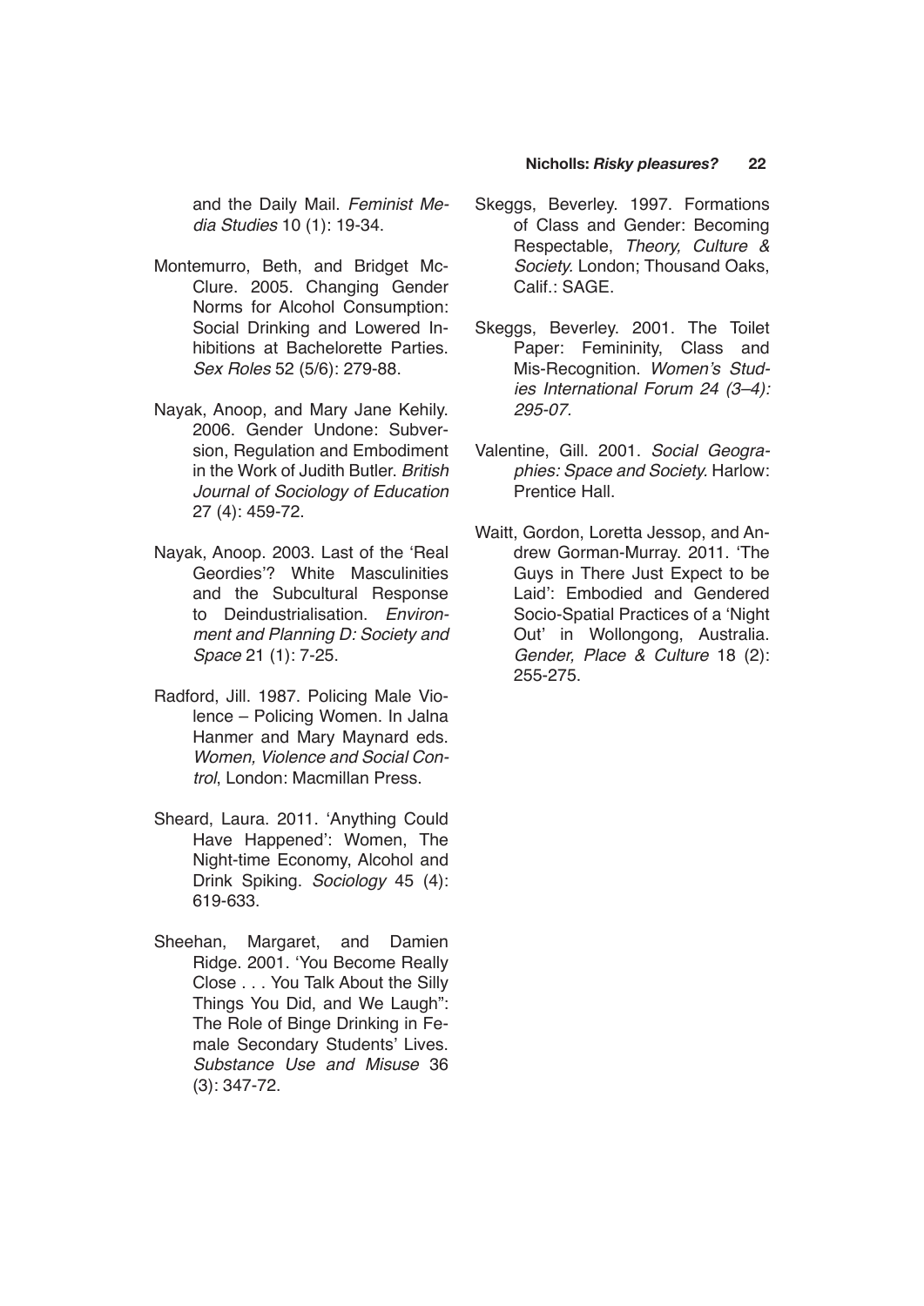and the Daily Mail. *Feminist Media Studies* 10 (1): 19-34.

Montemurro, Beth, and Bridget McClure. 2005. Changing Gender Norms for Alcohol Consumption: Social Drinking and Lowered Inhibitions at Bachelorette Parties. *Sex Roles* 52 (5/6): 279-88.

Nayak, Anoop, and Mary Jane Kehily. 2006. Gender Undone: Subversion, Regulation and Embodiment in the Work of Judith Butler. *British Journal of Sociology of Education* 27 (4): 459-72.

Nayak, Anoop. 2003. Last of the 'Real Geordies'? White Masculinities and the Subcultural Response to Deindustrialisation. *Environment and Planning D: Society and Space* 21 (1): 7-25.

Radford, Jill. 1987. Policing Male Violence – Policing Women. In Jalna Hanmer and Mary Maynard eds. *Women, Violence and Social Control*, London: Macmillan Press.

Sheard, Laura. 2011. 'Anything Could Have Happened': Women, The Night-time Economy, Alcohol and Drink Spiking. *Sociology* 45 (4): 619-633.

Sheehan, Margaret, and Damien Ridge. 2001. 'You Become Really Close . . . You Talk About the Silly Things You Did, and We Laugh": The Role of Binge Drinking in Female Secondary Students' Lives. *Substance Use and Misuse* 36 (3): 347-72.

Skeggs, Beverley. 1997. Formations of Class and Gender: Becoming Respectable, *Theory, Culture & Society*. London; Thousand Oaks, Calif.: SAGE.

Skeggs, Beverley. 2001. The Toilet Paper: Femininity, Class and Mis-Recognition. *Women's Studies International Forum 24 (3–4): 295-07*.

Valentine, Gill. 2001. *Social Geographies: Space and Society*. Harlow: Prentice Hall.

Waitt, Gordon, Loretta Jessop, and Andrew Gorman-Murray. 2011. 'The Guys in There Just Expect to be Laid': Embodied and Gendered Socio-Spatial Practices of a 'Night Out' in Wollongong, Australia. *Gender, Place & Culture* 18 (2): 255-275.